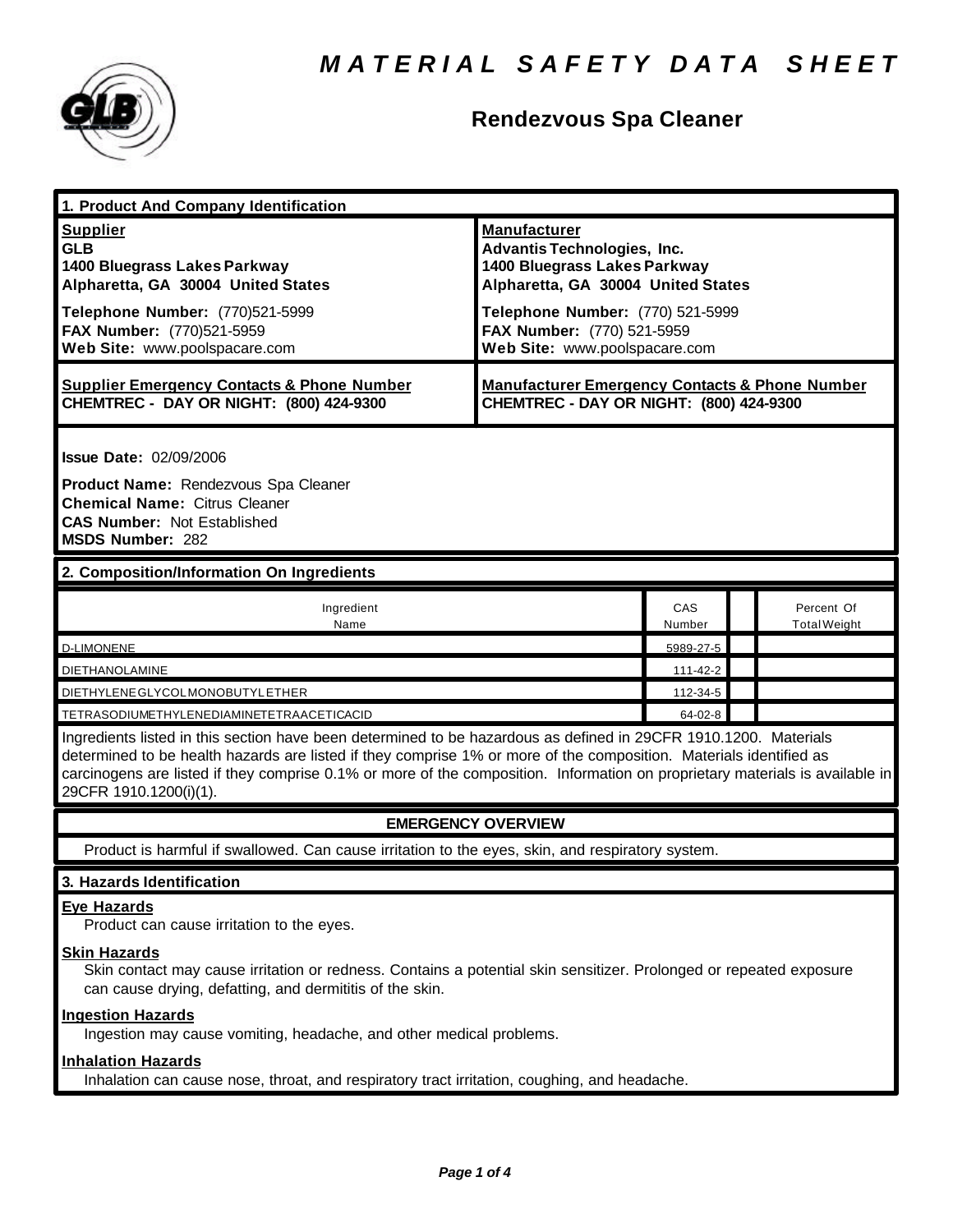# MATERIAL SAFETY DATA SHEET

## Rendezvous Spa Cleaner

### 1. Product And Company Identification

| **Supplier** | **Manufacturer** |
|---|---|
| **GLB**<br>**1400 Bluegrass Lakes Parkway**<br>**Alpharetta, GA 30004 United States** | **Advantis Technologies, Inc.**<br>**1400 Bluegrass Lakes Parkway**<br>**Alpharetta, GA 30004 United States** |
| **Telephone Number:** (770)521-5999<br>**FAX Number:** (770)521-5959<br>**Web Site:** www.poolspacare.com | **Telephone Number:** (770) 521-5999<br>**FAX Number:** (770) 521-5959<br>**Web Site:** www.poolspacare.com |
| **Supplier Emergency Contacts & Phone Number**<br>**CHEMTREC - DAY OR NIGHT: (800) 424-9300** | **Manufacturer Emergency Contacts & Phone Number**<br>**CHEMTREC - DAY OR NIGHT: (800) 424-9300** |

**Issue Date:** 02/09/2006

**Product Name:** Rendezvous Spa Cleaner
**Chemical Name:** Citrus Cleaner
**CAS Number:** Not Established
**MSDS Number:** 282

### 2. Composition/Information On Ingredients

| Ingredient Name | CAS Number | | Percent Of Total Weight |
|---|---|---|---|
| D-LIMONENE | 5989-27-5 | | |
| DIETHANOLAMINE | 111-42-2 | | |
| DIETHYLENEGLYCOLMONOBUTYLETHER | 112-34-5 | | |
| TETRASODIUMETHYLENEDIAMINETETRAACETICACID | 64-02-8 | | |

Ingredients listed in this section have been determined to be hazardous as defined in 29CFR 1910.1200. Materials determined to be health hazards are listed if they comprise 1% or more of the composition. Materials identified as carcinogens are listed if they comprise 0.1% or more of the composition. Information on proprietary materials is available in 29CFR 1910.1200(i)(1).

**EMERGENCY OVERVIEW**

Product is harmful if swallowed. Can cause irritation to the eyes, skin, and respiratory system.

### 3. Hazards Identification

**Eye Hazards**
Product can cause irritation to the eyes.

**Skin Hazards**
Skin contact may cause irritation or redness. Contains a potential skin sensitizer. Prolonged or repeated exposure can cause drying, defatting, and dermititis of the skin.

**Ingestion Hazards**
Ingestion may cause vomiting, headache, and other medical problems.

**Inhalation Hazards**
Inhalation can cause nose, throat, and respiratory tract irritation, coughing, and headache.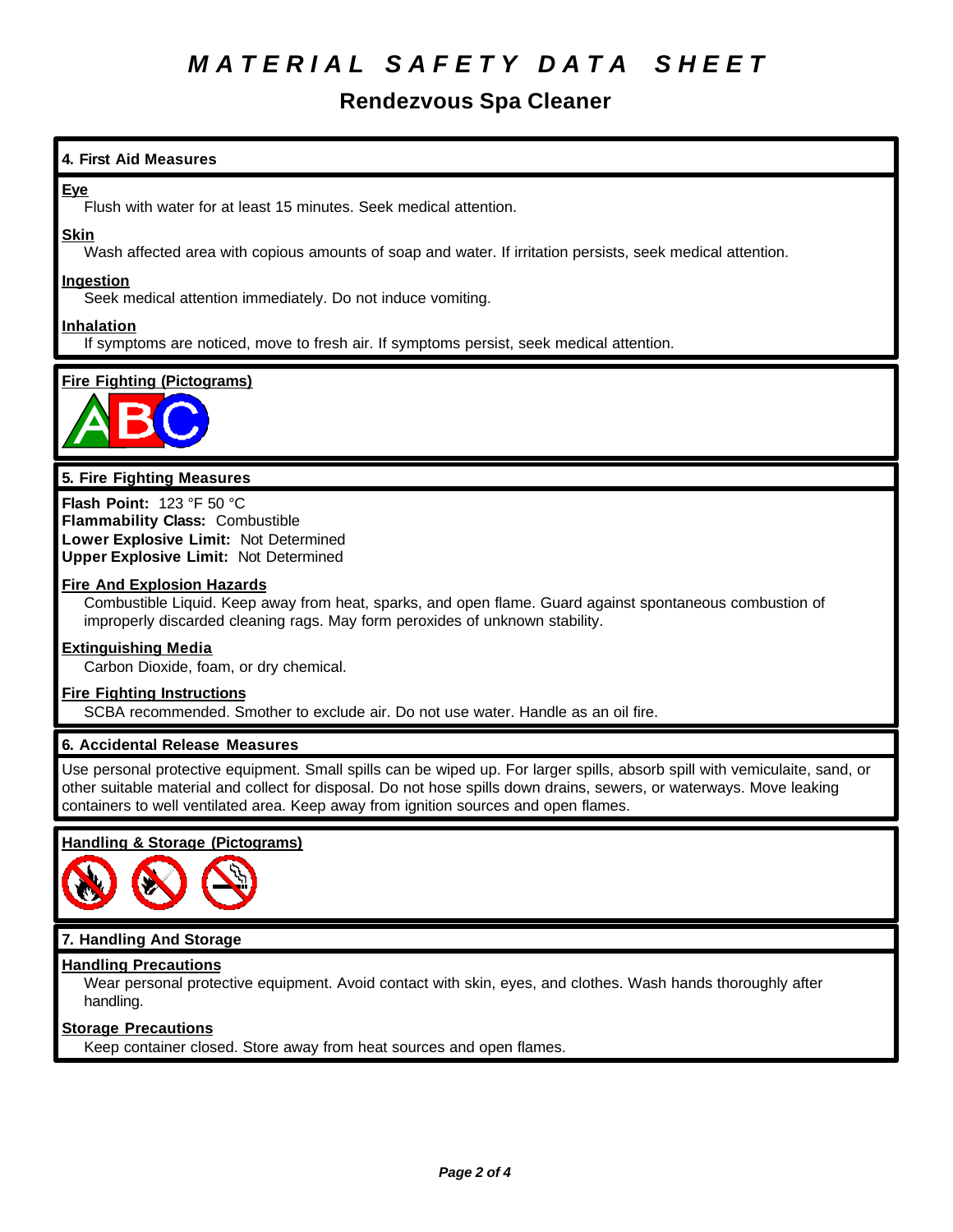# MATERIAL SAFETY DATA SHEET

## Rendezvous Spa Cleaner

### 4. First Aid Measures

**Eye**
Flush with water for at least 15 minutes. Seek medical attention.

**Skin**
Wash affected area with copious amounts of soap and water. If irritation persists, seek medical attention.

**Ingestion**
Seek medical attention immediately. Do not induce vomiting.

**Inhalation**
If symptoms are noticed, move to fresh air. If symptoms persist, seek medical attention.

**Fire Fighting (Pictograms)**

### 5. Fire Fighting Measures

**Flash Point:** 123 °F 50 °C
**Flammability Class:** Combustible
**Lower Explosive Limit:** Not Determined
**Upper Explosive Limit:** Not Determined

**Fire And Explosion Hazards**
Combustible Liquid. Keep away from heat, sparks, and open flame. Guard against spontaneous combustion of improperly discarded cleaning rags. May form peroxides of unknown stability.

**Extinguishing Media**
Carbon Dioxide, foam, or dry chemical.

**Fire Fighting Instructions**
SCBA recommended. Smother to exclude air. Do not use water. Handle as an oil fire.

### 6. Accidental Release Measures

Use personal protective equipment. Small spills can be wiped up. For larger spills, absorb spill with vemiculaite, sand, or other suitable material and collect for disposal. Do not hose spills down drains, sewers, or waterways. Move leaking containers to well ventilated area. Keep away from ignition sources and open flames.

**Handling & Storage (Pictograms)**

### 7. Handling And Storage

**Handling Precautions**
Wear personal protective equipment. Avoid contact with skin, eyes, and clothes. Wash hands thoroughly after handling.

**Storage Precautions**
Keep container closed. Store away from heat sources and open flames.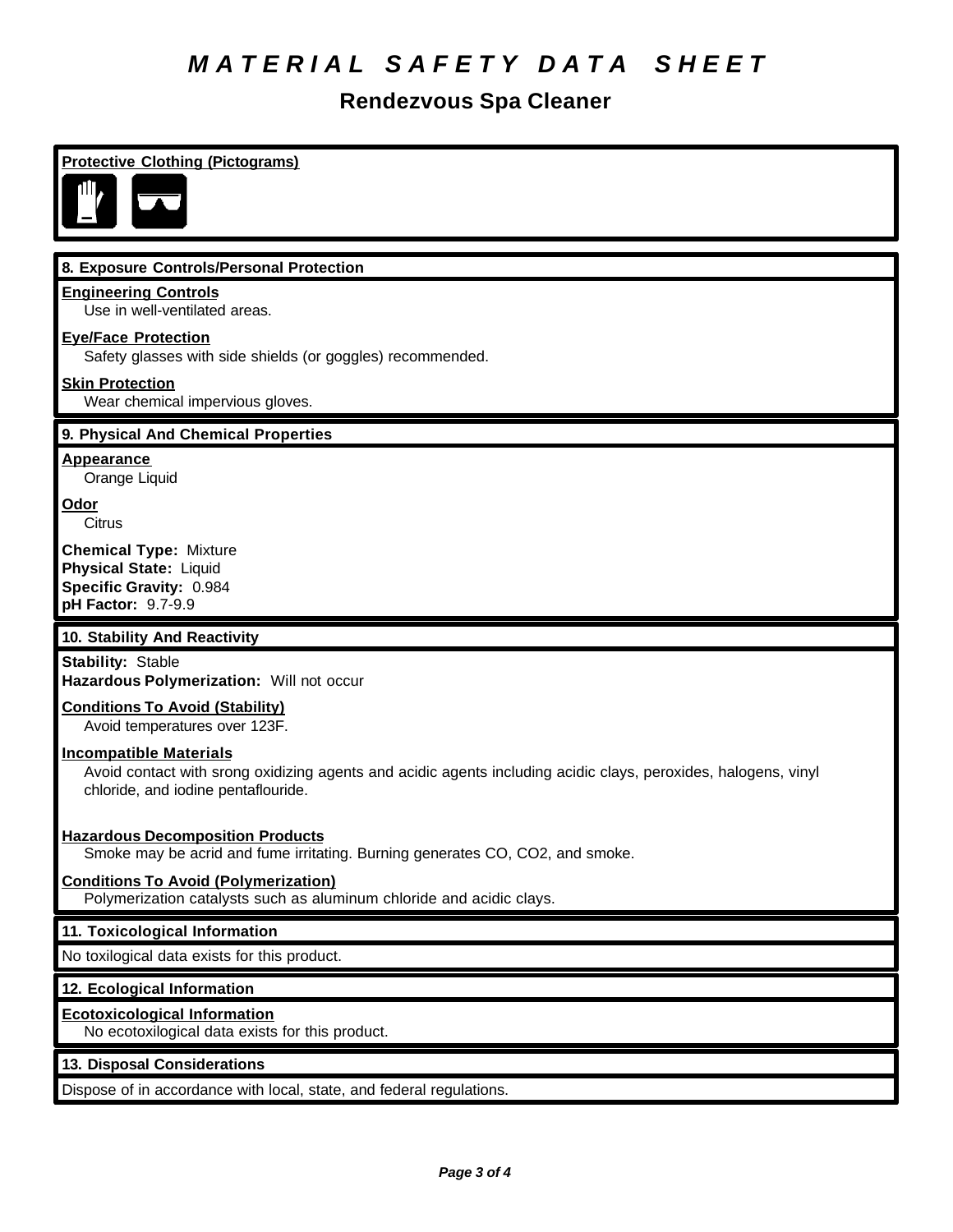# MATERIAL SAFETY DATA SHEET

## Rendezvous Spa Cleaner

**Protective Clothing (Pictograms)**

### 8. Exposure Controls/Personal Protection

**Engineering Controls**
Use in well-ventilated areas.

**Eye/Face Protection**
Safety glasses with side shields (or goggles) recommended.

**Skin Protection**
Wear chemical impervious gloves.

### 9. Physical And Chemical Properties

**Appearance**
Orange Liquid

**Odor**
Citrus

**Chemical Type:** Mixture
**Physical State:** Liquid
**Specific Gravity:** 0.984
**pH Factor:** 9.7-9.9

### 10. Stability And Reactivity

**Stability:** Stable
**Hazardous Polymerization:** Will not occur

**Conditions To Avoid (Stability)**
Avoid temperatures over 123F.

**Incompatible Materials**
Avoid contact with srong oxidizing agents and acidic agents including acidic clays, peroxides, halogens, vinyl chloride, and iodine pentaflouride.

**Hazardous Decomposition Products**
Smoke may be acrid and fume irritating. Burning generates CO, $CO_2$, and smoke.

**Conditions To Avoid (Polymerization)**
Polymerization catalysts such as aluminum chloride and acidic clays.

### 11. Toxicological Information

No toxilogical data exists for this product.

### 12. Ecological Information

**Ecotoxicological Information**
No ecotoxilogical data exists for this product.

### 13. Disposal Considerations

Dispose of in accordance with local, state, and federal regulations.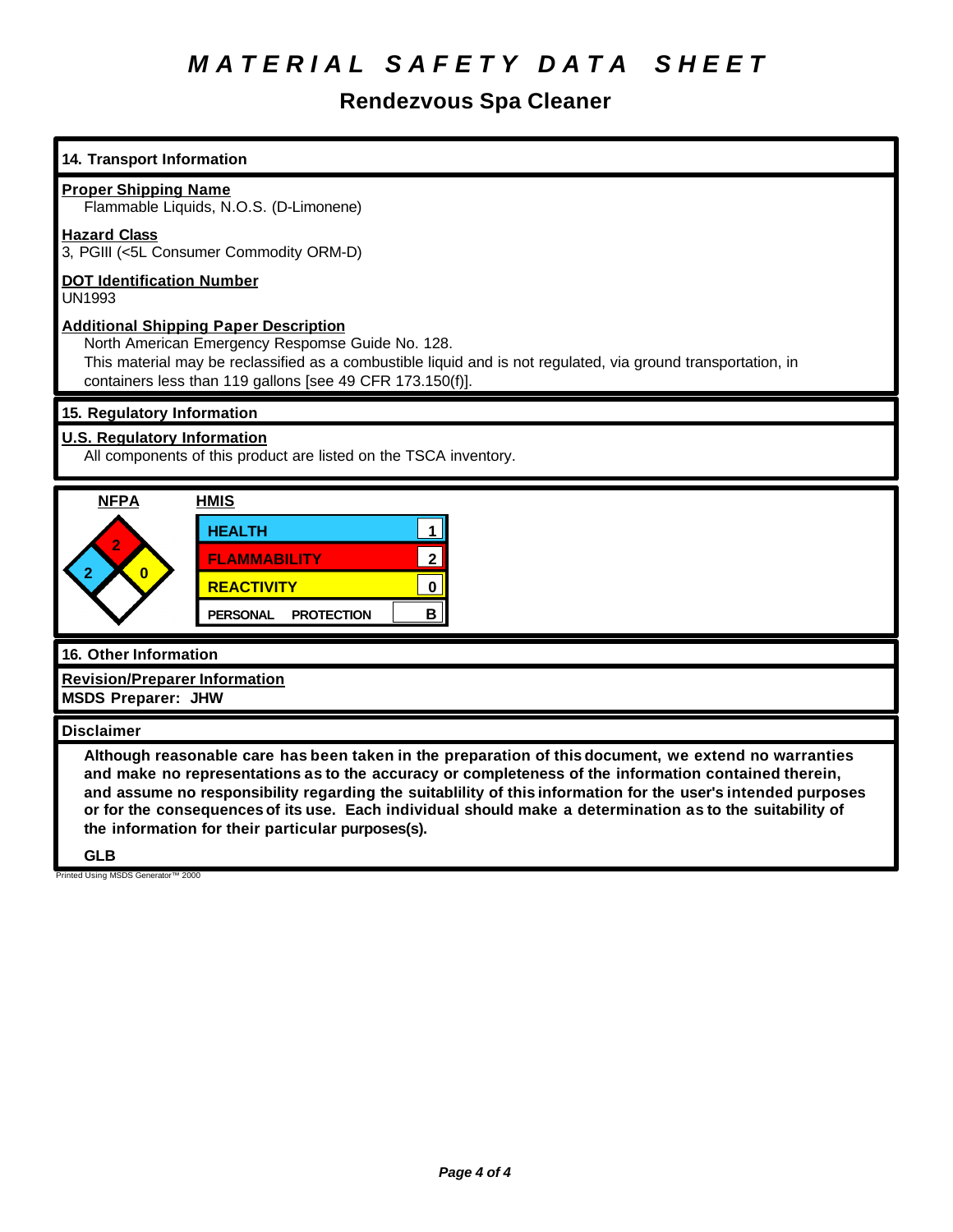# MATERIAL SAFETY DATA SHEET

## Rendezvous Spa Cleaner

### 14. Transport Information

**Proper Shipping Name**
Flammable Liquids, N.O.S. (D-Limonene)

**Hazard Class**
3, PGIII (<5L Consumer Commodity ORM-D)

**DOT Identification Number**
UN1993

**Additional Shipping Paper Description**
North American Emergency Respomse Guide No. 128.
This material may be reclassified as a combustible liquid and is not regulated, via ground transportation, in containers less than 119 gallons [see 49 CFR 173.150(f)].

### 15. Regulatory Information

**U.S. Regulatory Information**
All components of this product are listed on the TSCA inventory.

**NFPA**

Health: 2
Flammability: 2
Reactivity: 0

**HMIS**

| | |
|---|---|
| HEALTH | 1 |
| FLAMMABILITY | 2 |
| REACTIVITY | 0 |
| PERSONAL PROTECTION | B |

### 16. Other Information

**Revision/Preparer Information**
**MSDS Preparer: JHW**

### Disclaimer

**Although reasonable care has been taken in the preparation of this document, we extend no warranties and make no representations as to the accuracy or completeness of the information contained therein, and assume no responsibility regarding the suitablility of this information for the user's intended purposes or for the consequences of its use. Each individual should make a determination as to the suitability of the information for their particular purposes(s).**

**GLB**

Printed Using MSDS Generator™ 2000